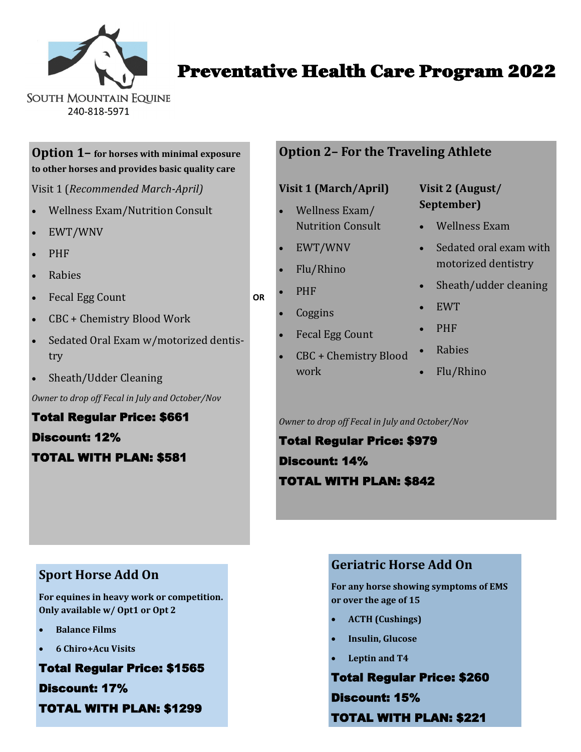SOUTH MOUNTAIN EQUINE
240-818-5971

# Preventative Health Care Program 2022

## Option 1– for horses with minimal exposure to other horses and provides basic quality care

Visit 1 (*Recommended March-April)*

- Wellness Exam/Nutrition Consult
- EWT/WNV
- PHF
- Rabies
- Fecal Egg Count
- CBC + Chemistry Blood Work
- Sedated Oral Exam w/motorized dentistry
- Sheath/Udder Cleaning

*Owner to drop off Fecal in July and October/Nov*

**Total Regular Price: $661**

**Discount: 12%**

**TOTAL WITH PLAN: $581**

**OR**

## Option 2– For the Traveling Athlete

**Visit 1 (March/April)**

- Wellness Exam/ Nutrition Consult
- EWT/WNV
- Flu/Rhino
- PHF
- Coggins
- Fecal Egg Count
- CBC + Chemistry Blood work

**Visit 2 (August/ September)**

- Wellness Exam
- Sedated oral exam with motorized dentistry
- Sheath/udder cleaning
- EWT
- PHF
- Rabies
- Flu/Rhino

*Owner to drop off Fecal in July and October/Nov*

**Total Regular Price: $979**

**Discount: 14%**

**TOTAL WITH PLAN: $842**

## Sport Horse Add On

**For equines in heavy work or competition. Only available w/ Opt1 or Opt 2**

- **Balance Films**
- **6 Chiro+Acu Visits**

**Total Regular Price: $1565**

**Discount: 17%**

**TOTAL WITH PLAN: $1299**

## Geriatric Horse Add On

**For any horse showing symptoms of EMS or over the age of 15**

- **ACTH (Cushings)**
- **Insulin, Glucose**
- **Leptin and T4**

**Total Regular Price: $260**

**Discount: 15%**

**TOTAL WITH PLAN: $221**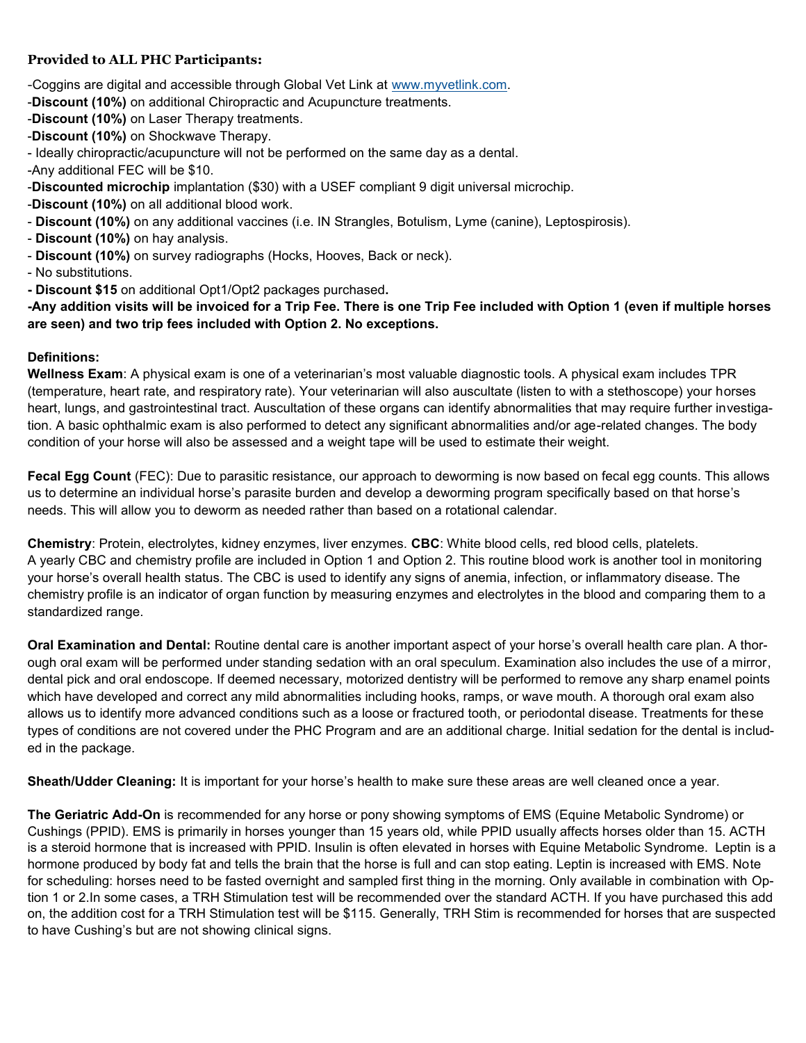### Provided to ALL PHC Participants:

-Coggins are digital and accessible through Global Vet Link at [www.myvetlink.com](http://www.myvetlink.com).
-**Discount (10%)** on additional Chiropractic and Acupuncture treatments.
-**Discount (10%)** on Laser Therapy treatments.
-**Discount (10%)** on Shockwave Therapy.
- Ideally chiropractic/acupuncture will not be performed on the same day as a dental.
-Any additional FEC will be $10.
-**Discounted microchip** implantation ($30) with a USEF compliant 9 digit universal microchip.
-**Discount (10%)** on all additional blood work.
- **Discount (10%)** on any additional vaccines (i.e. IN Strangles, Botulism, Lyme (canine), Leptospirosis).
- **Discount (10%)** on hay analysis.
- **Discount (10%)** on survey radiographs (Hocks, Hooves, Back or neck).
- No substitutions.
**- Discount $15** on additional Opt1/Opt2 packages purchased**.**
**-Any addition visits will be invoiced for a Trip Fee. There is one Trip Fee included with Option 1 (even if multiple horses are seen) and two trip fees included with Option 2. No exceptions.**

**Definitions:**
**Wellness Exam**: A physical exam is one of a veterinarian's most valuable diagnostic tools. A physical exam includes TPR (temperature, heart rate, and respiratory rate). Your veterinarian will also auscultate (listen to with a stethoscope) your horses heart, lungs, and gastrointestinal tract. Auscultation of these organs can identify abnormalities that may require further investigation. A basic ophthalmic exam is also performed to detect any significant abnormalities and/or age-related changes. The body condition of your horse will also be assessed and a weight tape will be used to estimate their weight.

**Fecal Egg Count** (FEC): Due to parasitic resistance, our approach to deworming is now based on fecal egg counts. This allows us to determine an individual horse's parasite burden and develop a deworming program specifically based on that horse's needs. This will allow you to deworm as needed rather than based on a rotational calendar.

**Chemistry**: Protein, electrolytes, kidney enzymes, liver enzymes. **CBC**: White blood cells, red blood cells, platelets.
A yearly CBC and chemistry profile are included in Option 1 and Option 2. This routine blood work is another tool in monitoring your horse's overall health status. The CBC is used to identify any signs of anemia, infection, or inflammatory disease. The chemistry profile is an indicator of organ function by measuring enzymes and electrolytes in the blood and comparing them to a standardized range.

**Oral Examination and Dental:** Routine dental care is another important aspect of your horse's overall health care plan. A thorough oral exam will be performed under standing sedation with an oral speculum. Examination also includes the use of a mirror, dental pick and oral endoscope. If deemed necessary, motorized dentistry will be performed to remove any sharp enamel points which have developed and correct any mild abnormalities including hooks, ramps, or wave mouth. A thorough oral exam also allows us to identify more advanced conditions such as a loose or fractured tooth, or periodontal disease. Treatments for these types of conditions are not covered under the PHC Program and are an additional charge. Initial sedation for the dental is included in the package.

**Sheath/Udder Cleaning:** It is important for your horse's health to make sure these areas are well cleaned once a year.

**The Geriatric Add-On** is recommended for any horse or pony showing symptoms of EMS (Equine Metabolic Syndrome) or Cushings (PPID). EMS is primarily in horses younger than 15 years old, while PPID usually affects horses older than 15. ACTH is a steroid hormone that is increased with PPID. Insulin is often elevated in horses with Equine Metabolic Syndrome. Leptin is a hormone produced by body fat and tells the brain that the horse is full and can stop eating. Leptin is increased with EMS. Note for scheduling: horses need to be fasted overnight and sampled first thing in the morning. Only available in combination with Option 1 or 2.In some cases, a TRH Stimulation test will be recommended over the standard ACTH. If you have purchased this add on, the addition cost for a TRH Stimulation test will be $115. Generally, TRH Stim is recommended for horses that are suspected to have Cushing's but are not showing clinical signs.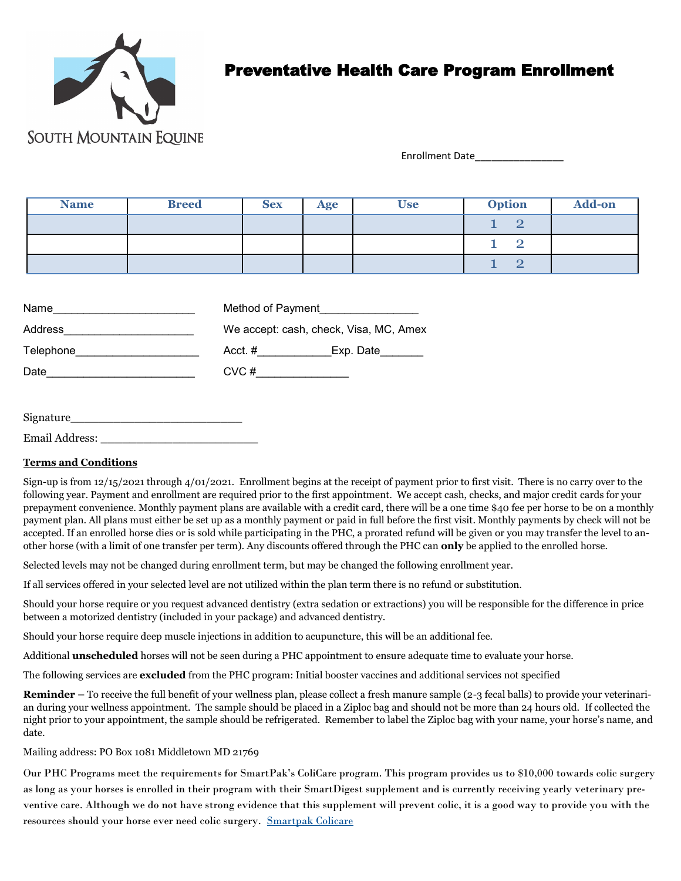SOUTH MOUNTAIN EQUINE

# Preventative Health Care Program Enrollment

Enrollment Date_______________

| Name | Breed | Sex | Age | Use | Option | Add-on |
|---|---|---|---|---|---|---|
| | | | | | 1 2 | |
| | | | | | 1 2 | |
| | | | | | 1 2 | |

Name______________________ Method of Payment_______________

Address____________________ We accept: cash, check, Visa, MC, Amex

Telephone___________________ Acct. #___________Exp. Date______

Date_______________________ CVC #______________

Signature_________________________

Email Address: ______________________

**Terms and Conditions**

Sign-up is from 12/15/2021 through 4/01/2021. Enrollment begins at the receipt of payment prior to first visit. There is no carry over to the following year. Payment and enrollment are required prior to the first appointment. We accept cash, checks, and major credit cards for your prepayment convenience. Monthly payment plans are available with a credit card, there will be a one time $40 fee per horse to be on a monthly payment plan. All plans must either be set up as a monthly payment or paid in full before the first visit. Monthly payments by check will not be accepted. If an enrolled horse dies or is sold while participating in the PHC, a prorated refund will be given or you may transfer the level to another horse (with a limit of one transfer per term). Any discounts offered through the PHC can **only** be applied to the enrolled horse.

Selected levels may not be changed during enrollment term, but may be changed the following enrollment year.

If all services offered in your selected level are not utilized within the plan term there is no refund or substitution.

Should your horse require or you request advanced dentistry (extra sedation or extractions) you will be responsible for the difference in price between a motorized dentistry (included in your package) and advanced dentistry.

Should your horse require deep muscle injections in addition to acupuncture, this will be an additional fee.

Additional **unscheduled** horses will not be seen during a PHC appointment to ensure adequate time to evaluate your horse.

The following services are **excluded** from the PHC program: Initial booster vaccines and additional services not specified

**Reminder –** To receive the full benefit of your wellness plan, please collect a fresh manure sample (2-3 fecal balls) to provide your veterinarian during your wellness appointment. The sample should be placed in a Ziploc bag and should not be more than 24 hours old. If collected the night prior to your appointment, the sample should be refrigerated. Remember to label the Ziploc bag with your name, your horse's name, and date.

Mailing address: PO Box 1081 Middletown MD 21769

Our PHC Programs meet the requirements for SmartPak's ColiCare program. This program provides us to $10,000 towards colic surgery as long as your horses is enrolled in their program with their SmartDigest supplement and is currently receiving yearly veterinary preventive care. Although we do not have strong evidence that this supplement will prevent colic, it is a good way to provide you with the resources should your horse ever need colic surgery. [Smartpak Colicare]